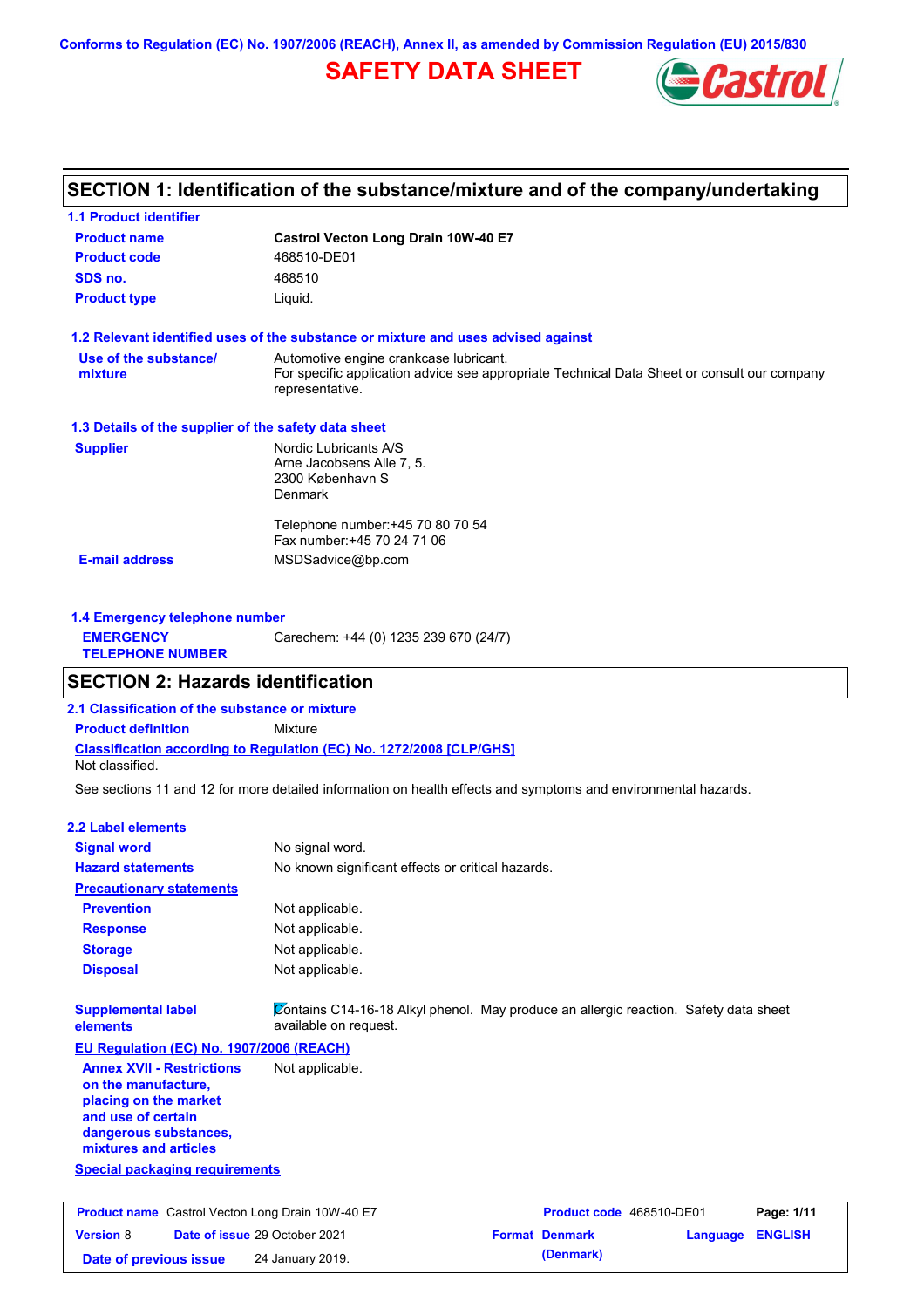Conforms to Regulation (EC) No. 1907/2006 (REACH), Annex II, as amended by Commission Regulation (EU) 2015/830

# SAFETY DATA SHEET

## SECTION 1: Identification of the substance/mixture and of the company/undertaking

### 1.1 Product identifier

| | |
|---|---|
| **Product name** | **Castrol Vecton Long Drain 10W-40 E7** |
| **Product code** | 468510-DE01 |
| **SDS no.** | 468510 |
| **Product type** | Liquid. |

### 1.2 Relevant identified uses of the substance or mixture and uses advised against

| | |
|---|---|
| **Use of the substance/ mixture** | Automotive engine crankcase lubricant. For specific application advice see appropriate Technical Data Sheet or consult our company representative. |

### 1.3 Details of the supplier of the safety data sheet

| | |
|---|---|
| **Supplier** | Nordic Lubricants A/S<br>Arne Jacobsens Alle 7, 5.<br>2300 København S<br>Denmark<br><br>Telephone number:+45 70 80 70 54<br>Fax number:+45 70 24 71 06 |
| **E-mail address** | MSDSadvice@bp.com |

### 1.4 Emergency telephone number

| | |
|---|---|
| **EMERGENCY TELEPHONE NUMBER** | Carechem: +44 (0) 1235 239 670 (24/7) |

## SECTION 2: Hazards identification

### 2.1 Classification of the substance or mixture

**Product definition** Mixture

**Classification according to Regulation (EC) No. 1272/2008 [CLP/GHS]**

Not classified.

See sections 11 and 12 for more detailed information on health effects and symptoms and environmental hazards.

### 2.2 Label elements

| | |
|---|---|
| **Signal word** | No signal word. |
| **Hazard statements** | No known significant effects or critical hazards. |
| **Precautionary statements** | |
| **Prevention** | Not applicable. |
| **Response** | Not applicable. |
| **Storage** | Not applicable. |
| **Disposal** | Not applicable. |
| **Supplemental label elements** | Contains C14-16-18 Alkyl phenol. May produce an allergic reaction. Safety data sheet available on request. |

**EU Regulation (EC) No. 1907/2006 (REACH)**

| | |
|---|---|
| **Annex XVII - Restrictions on the manufacture, placing on the market and use of certain dangerous substances, mixtures and articles** | Not applicable. |

**Special packaging requirements**

| | | | |
|---|---|---|---|
| **Product name** Castrol Vecton Long Drain 10W-40 E7 | | **Product code** 468510-DE01 | |
| **Version** 8 | **Date of issue** 29 October 2021 | **Format** Denmark (Denmark) | **Language** ENGLISH |
| **Date of previous issue** | 24 January 2019. | | |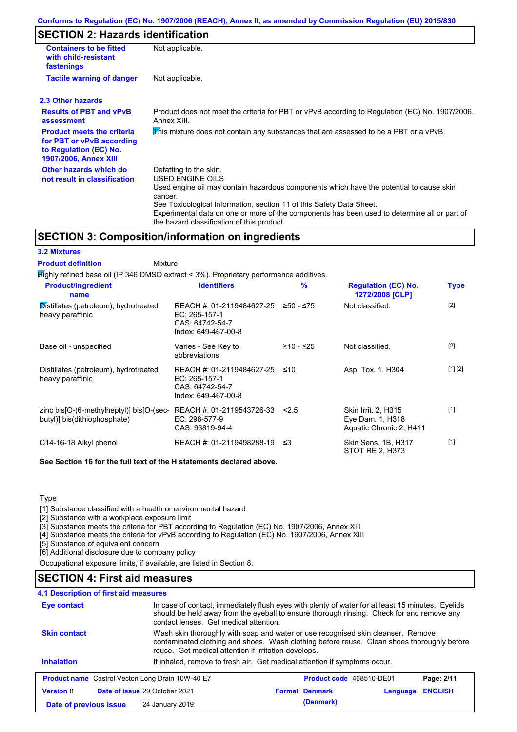## SECTION 2: Hazards identification

| | |
|---|---|
| **Containers to be fitted with child-resistant fastenings** | Not applicable. |
| **Tactile warning of danger** | Not applicable. |

### 2.3 Other hazards

| | |
|---|---|
| **Results of PBT and vPvB assessment** | Product does not meet the criteria for PBT or vPvB according to Regulation (EC) No. 1907/2006, Annex XIII. |
| **Product meets the criteria for PBT or vPvB according to Regulation (EC) No. 1907/2006, Annex XIII** | This mixture does not contain any substances that are assessed to be a PBT or a vPvB. |
| **Other hazards which do not result in classification** | Defatting to the skin.<br>USED ENGINE OILS<br>Used engine oil may contain hazardous components which have the potential to cause skin cancer.<br>See Toxicological Information, section 11 of this Safety Data Sheet.<br>Experimental data on one or more of the components has been used to determine all or part of the hazard classification of this product. |

## SECTION 3: Composition/information on ingredients

### 3.2 Mixtures

**Product definition** Mixture

Highly refined base oil (IP 346 DMSO extract < 3%). Proprietary performance additives.

| Product/ingredient name | Identifiers | % | Regulation (EC) No. 1272/2008 [CLP] | Type |
|---|---|---|---|---|
| Distillates (petroleum), hydrotreated heavy paraffinic | REACH #: 01-2119484627-25<br>EC: 265-157-1<br>CAS: 64742-54-7<br>Index: 649-467-00-8 | ≥50 - ≤75 | Not classified. | [2] |
| Base oil - unspecified | Varies - See Key to abbreviations | ≥10 - ≤25 | Not classified. | [2] |
| Distillates (petroleum), hydrotreated heavy paraffinic | REACH #: 01-2119484627-25<br>EC: 265-157-1<br>CAS: 64742-54-7<br>Index: 649-467-00-8 | ≤10 | Asp. Tox. 1, H304 | [1] [2] |
| zinc bis[O-(6-methylheptyl)] bis[O-(sec-butyl)] bis(dithiophosphate) | REACH #: 01-2119543726-33<br>EC: 298-577-9<br>CAS: 93819-94-4 | <2.5 | Skin Irrit. 2, H315<br>Eye Dam. 1, H318<br>Aquatic Chronic 2, H411 | [1] |
| C14-16-18 Alkyl phenol | REACH #: 01-2119498288-19 | ≤3 | Skin Sens. 1B, H317<br>STOT RE 2, H373 | [1] |

**See Section 16 for the full text of the H statements declared above.**

Type

[1] Substance classified with a health or environmental hazard
[2] Substance with a workplace exposure limit
[3] Substance meets the criteria for PBT according to Regulation (EC) No. 1907/2006, Annex XIII
[4] Substance meets the criteria for vPvB according to Regulation (EC) No. 1907/2006, Annex XIII
[5] Substance of equivalent concern
[6] Additional disclosure due to company policy

Occupational exposure limits, if available, are listed in Section 8.

## SECTION 4: First aid measures

### 4.1 Description of first aid measures

| | |
|---|---|
| **Eye contact** | In case of contact, immediately flush eyes with plenty of water for at least 15 minutes. Eyelids should be held away from the eyeball to ensure thorough rinsing. Check for and remove any contact lenses. Get medical attention. |
| **Skin contact** | Wash skin thoroughly with soap and water or use recognised skin cleanser. Remove contaminated clothing and shoes. Wash clothing before reuse. Clean shoes thoroughly before reuse. Get medical attention if irritation develops. |
| **Inhalation** | If inhaled, remove to fresh air. Get medical attention if symptoms occur. |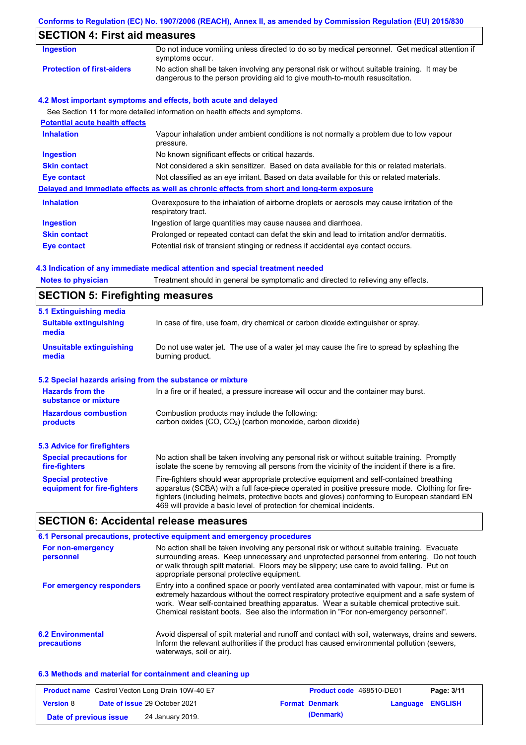## SECTION 4: First aid measures

| | |
|---|---|
| **Ingestion** | Do not induce vomiting unless directed to do so by medical personnel. Get medical attention if symptoms occur. |
| **Protection of first-aiders** | No action shall be taken involving any personal risk or without suitable training. It may be dangerous to the person providing aid to give mouth-to-mouth resuscitation. |

### 4.2 Most important symptoms and effects, both acute and delayed

See Section 11 for more detailed information on health effects and symptoms.

**Potential acute health effects**

| | |
|---|---|
| **Inhalation** | Vapour inhalation under ambient conditions is not normally a problem due to low vapour pressure. |
| **Ingestion** | No known significant effects or critical hazards. |
| **Skin contact** | Not considered a skin sensitizer. Based on data available for this or related materials. |
| **Eye contact** | Not classified as an eye irritant. Based on data available for this or related materials. |

**Delayed and immediate effects as well as chronic effects from short and long-term exposure**

| | |
|---|---|
| **Inhalation** | Overexposure to the inhalation of airborne droplets or aerosols may cause irritation of the respiratory tract. |
| **Ingestion** | Ingestion of large quantities may cause nausea and diarrhoea. |
| **Skin contact** | Prolonged or repeated contact can defat the skin and lead to irritation and/or dermatitis. |
| **Eye contact** | Potential risk of transient stinging or redness if accidental eye contact occurs. |

### 4.3 Indication of any immediate medical attention and special treatment needed

| | |
|---|---|
| **Notes to physician** | Treatment should in general be symptomatic and directed to relieving any effects. |

## SECTION 5: Firefighting measures

### 5.1 Extinguishing media

| | |
|---|---|
| **Suitable extinguishing media** | In case of fire, use foam, dry chemical or carbon dioxide extinguisher or spray. |
| **Unsuitable extinguishing media** | Do not use water jet. The use of a water jet may cause the fire to spread by splashing the burning product. |

### 5.2 Special hazards arising from the substance or mixture

| | |
|---|---|
| **Hazards from the substance or mixture** | In a fire or if heated, a pressure increase will occur and the container may burst. |
| **Hazardous combustion products** | Combustion products may include the following: carbon oxides (CO, $CO_2$) (carbon monoxide, carbon dioxide) |

### 5.3 Advice for firefighters

| | |
|---|---|
| **Special precautions for fire-fighters** | No action shall be taken involving any personal risk or without suitable training. Promptly isolate the scene by removing all persons from the vicinity of the incident if there is a fire. |
| **Special protective equipment for fire-fighters** | Fire-fighters should wear appropriate protective equipment and self-contained breathing apparatus (SCBA) with a full face-piece operated in positive pressure mode. Clothing for fire-fighters (including helmets, protective boots and gloves) conforming to European standard EN 469 will provide a basic level of protection for chemical incidents. |

## SECTION 6: Accidental release measures

### 6.1 Personal precautions, protective equipment and emergency procedures

| | |
|---|---|
| **For non-emergency personnel** | No action shall be taken involving any personal risk or without suitable training. Evacuate surrounding areas. Keep unnecessary and unprotected personnel from entering. Do not touch or walk through spilt material. Floors may be slippery; use care to avoid falling. Put on appropriate personal protective equipment. |
| **For emergency responders** | Entry into a confined space or poorly ventilated area contaminated with vapour, mist or fume is extremely hazardous without the correct respiratory protective equipment and a safe system of work. Wear self-contained breathing apparatus. Wear a suitable chemical protective suit. Chemical resistant boots. See also the information in "For non-emergency personnel". |

| | |
|---|---|
| **6.2 Environmental precautions** | Avoid dispersal of spilt material and runoff and contact with soil, waterways, drains and sewers. Inform the relevant authorities if the product has caused environmental pollution (sewers, waterways, soil or air). |

### 6.3 Methods and material for containment and cleaning up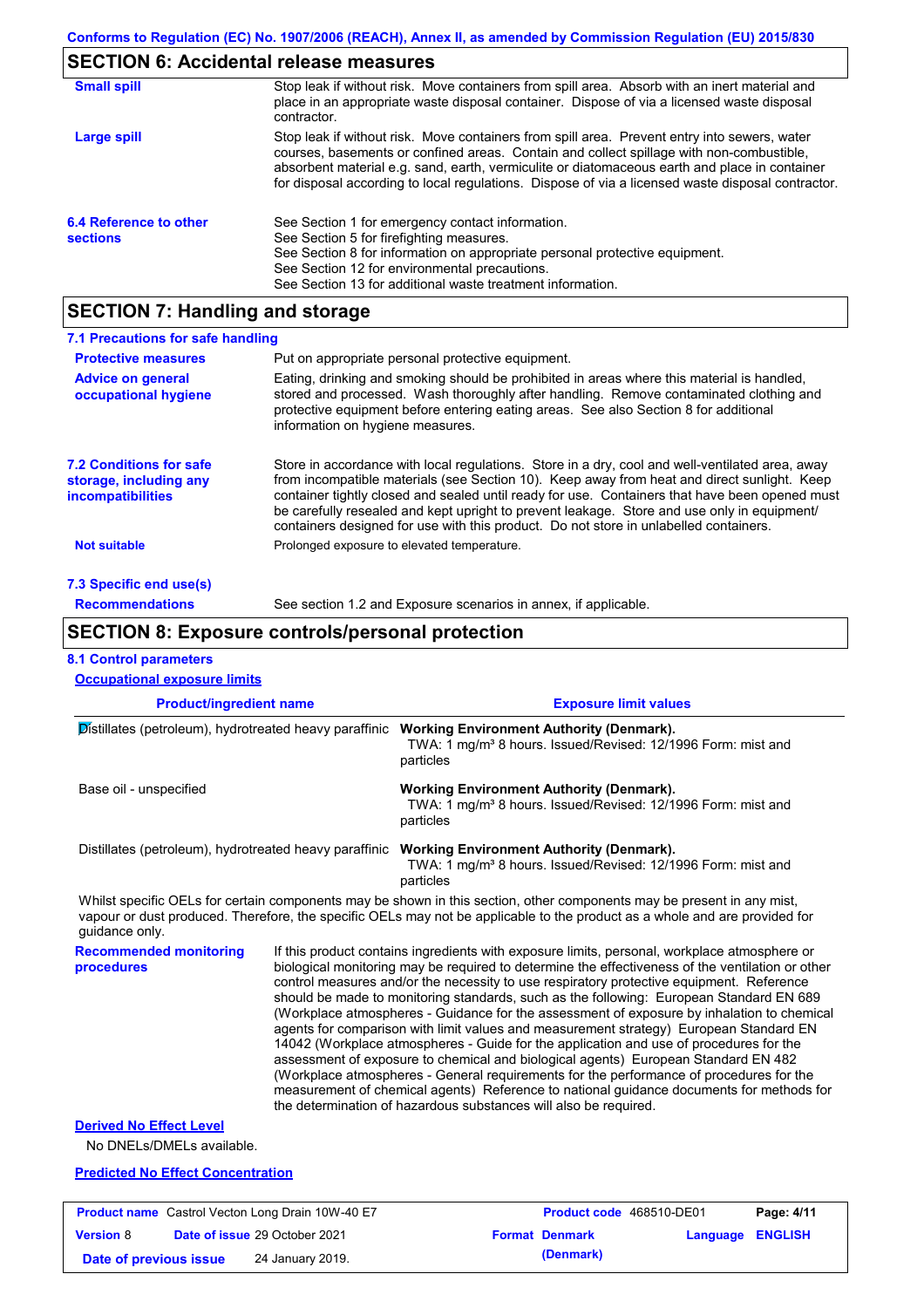## SECTION 6: Accidental release measures

**Small spill**

Stop leak if without risk. Move containers from spill area. Absorb with an inert material and place in an appropriate waste disposal container. Dispose of via a licensed waste disposal contractor.

**Large spill**

Stop leak if without risk. Move containers from spill area. Prevent entry into sewers, water courses, basements or confined areas. Contain and collect spillage with non-combustible, absorbent material e.g. sand, earth, vermiculite or diatomaceous earth and place in container for disposal according to local regulations. Dispose of via a licensed waste disposal contractor.

**6.4 Reference to other sections**

See Section 1 for emergency contact information.
See Section 5 for firefighting measures.
See Section 8 for information on appropriate personal protective equipment.
See Section 12 for environmental precautions.
See Section 13 for additional waste treatment information.

## SECTION 7: Handling and storage

### 7.1 Precautions for safe handling

**Protective measures**

Put on appropriate personal protective equipment.

**Advice on general occupational hygiene**

Eating, drinking and smoking should be prohibited in areas where this material is handled, stored and processed. Wash thoroughly after handling. Remove contaminated clothing and protective equipment before entering eating areas. See also Section 8 for additional information on hygiene measures.

**7.2 Conditions for safe storage, including any incompatibilities**

Store in accordance with local regulations. Store in a dry, cool and well-ventilated area, away from incompatible materials (see Section 10). Keep away from heat and direct sunlight. Keep container tightly closed and sealed until ready for use. Containers that have been opened must be carefully resealed and kept upright to prevent leakage. Store and use only in equipment/ containers designed for use with this product. Do not store in unlabelled containers.

**Not suitable**

Prolonged exposure to elevated temperature.

### 7.3 Specific end use(s)

**Recommendations**

See section 1.2 and Exposure scenarios in annex, if applicable.

## SECTION 8: Exposure controls/personal protection

### 8.1 Control parameters

**Occupational exposure limits**

| Product/ingredient name | Exposure limit values |
|---|---|
| Distillates (petroleum), hydrotreated heavy paraffinic | **Working Environment Authority (Denmark).** TWA: 1 mg/m³ 8 hours. Issued/Revised: 12/1996 Form: mist and particles |
| Base oil - unspecified | **Working Environment Authority (Denmark).** TWA: 1 mg/m³ 8 hours. Issued/Revised: 12/1996 Form: mist and particles |
| Distillates (petroleum), hydrotreated heavy paraffinic | **Working Environment Authority (Denmark).** TWA: 1 mg/m³ 8 hours. Issued/Revised: 12/1996 Form: mist and particles |

Whilst specific OELs for certain components may be shown in this section, other components may be present in any mist, vapour or dust produced. Therefore, the specific OELs may not be applicable to the product as a whole and are provided for guidance only.

**Recommended monitoring procedures**

If this product contains ingredients with exposure limits, personal, workplace atmosphere or biological monitoring may be required to determine the effectiveness of the ventilation or other control measures and/or the necessity to use respiratory protective equipment. Reference should be made to monitoring standards, such as the following: European Standard EN 689 (Workplace atmospheres - Guidance for the assessment of exposure by inhalation to chemical agents for comparison with limit values and measurement strategy) European Standard EN 14042 (Workplace atmospheres - Guide for the application and use of procedures for the assessment of exposure to chemical and biological agents) European Standard EN 482 (Workplace atmospheres - General requirements for the performance of procedures for the measurement of chemical agents) Reference to national guidance documents for methods for the determination of hazardous substances will also be required.

**Derived No Effect Level**

No DNELs/DMELs available.

**Predicted No Effect Concentration**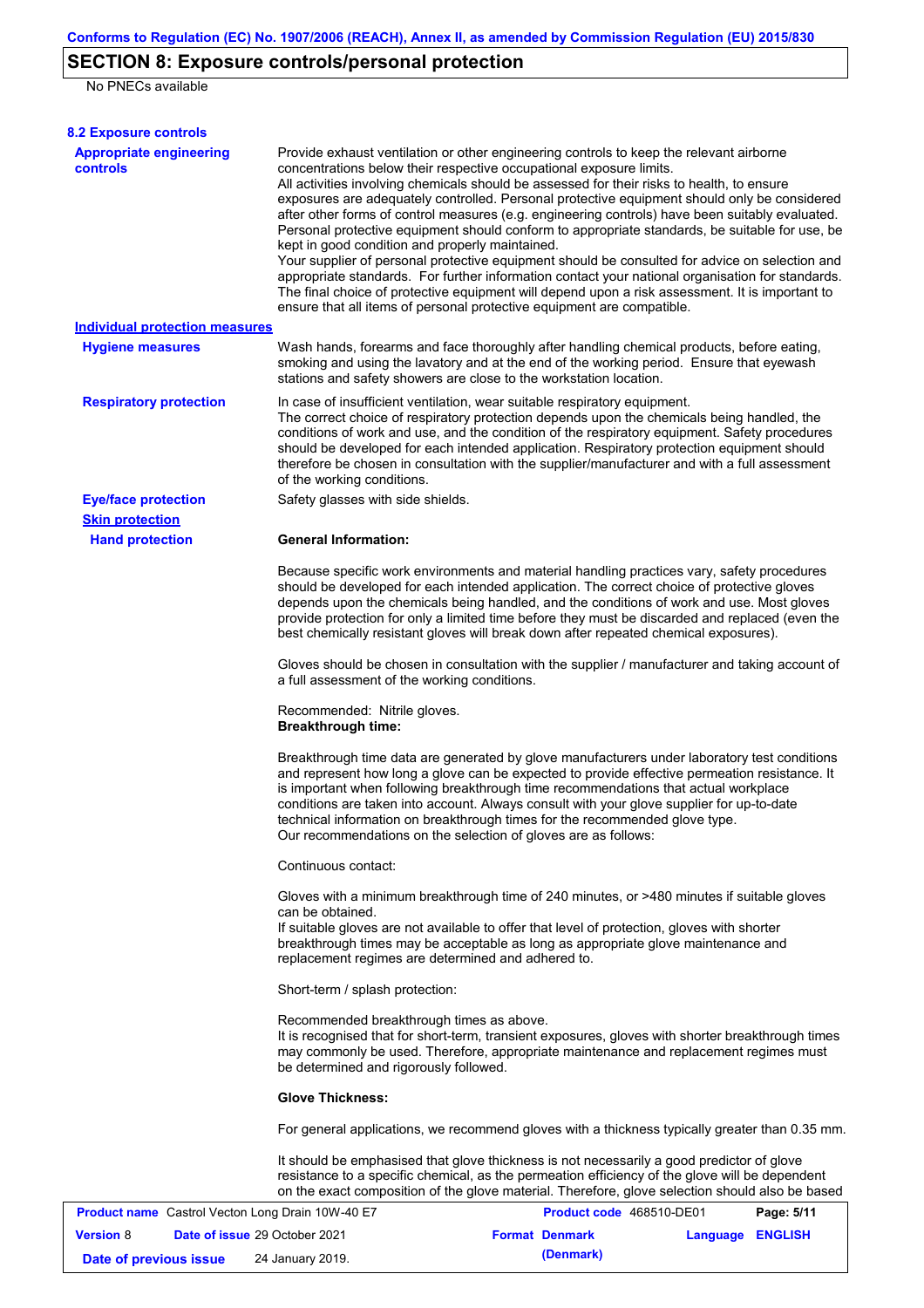# SECTION 8: Exposure controls/personal protection

No PNECs available

## 8.2 Exposure controls

**Appropriate engineering controls**

Provide exhaust ventilation or other engineering controls to keep the relevant airborne concentrations below their respective occupational exposure limits.
All activities involving chemicals should be assessed for their risks to health, to ensure exposures are adequately controlled. Personal protective equipment should only be considered after other forms of control measures (e.g. engineering controls) have been suitably evaluated. Personal protective equipment should conform to appropriate standards, be suitable for use, be kept in good condition and properly maintained.
Your supplier of personal protective equipment should be consulted for advice on selection and appropriate standards. For further information contact your national organisation for standards.
The final choice of protective equipment will depend upon a risk assessment. It is important to ensure that all items of personal protective equipment are compatible.

### Individual protection measures

**Hygiene measures**

Wash hands, forearms and face thoroughly after handling chemical products, before eating, smoking and using the lavatory and at the end of the working period. Ensure that eyewash stations and safety showers are close to the workstation location.

**Respiratory protection**

In case of insufficient ventilation, wear suitable respiratory equipment.
The correct choice of respiratory protection depends upon the chemicals being handled, the conditions of work and use, and the condition of the respiratory equipment. Safety procedures should be developed for each intended application. Respiratory protection equipment should therefore be chosen in consultation with the supplier/manufacturer and with a full assessment of the working conditions.

**Eye/face protection**

Safety glasses with side shields.

**Skin protection**

**Hand protection**

**General Information:**

Because specific work environments and material handling practices vary, safety procedures should be developed for each intended application. The correct choice of protective gloves depends upon the chemicals being handled, and the conditions of work and use. Most gloves provide protection for only a limited time before they must be discarded and replaced (even the best chemically resistant gloves will break down after repeated chemical exposures).

Gloves should be chosen in consultation with the supplier / manufacturer and taking account of a full assessment of the working conditions.

Recommended: Nitrile gloves.
**Breakthrough time:**

Breakthrough time data are generated by glove manufacturers under laboratory test conditions and represent how long a glove can be expected to provide effective permeation resistance. It is important when following breakthrough time recommendations that actual workplace conditions are taken into account. Always consult with your glove supplier for up-to-date technical information on breakthrough times for the recommended glove type.
Our recommendations on the selection of gloves are as follows:

Continuous contact:

Gloves with a minimum breakthrough time of 240 minutes, or >480 minutes if suitable gloves can be obtained.
If suitable gloves are not available to offer that level of protection, gloves with shorter breakthrough times may be acceptable as long as appropriate glove maintenance and replacement regimes are determined and adhered to.

Short-term / splash protection:

Recommended breakthrough times as above.
It is recognised that for short-term, transient exposures, gloves with shorter breakthrough times may commonly be used. Therefore, appropriate maintenance and replacement regimes must be determined and rigorously followed.

**Glove Thickness:**

For general applications, we recommend gloves with a thickness typically greater than 0.35 mm.

It should be emphasised that glove thickness is not necessarily a good predictor of glove resistance to a specific chemical, as the permeation efficiency of the glove will be dependent on the exact composition of the glove material. Therefore, glove selection should also be based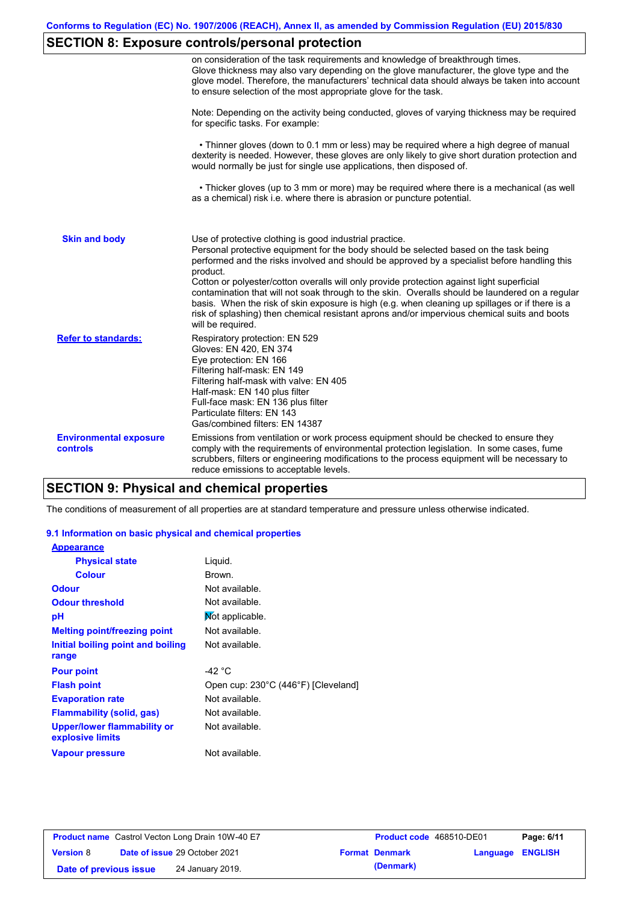## SECTION 8: Exposure controls/personal protection

on consideration of the task requirements and knowledge of breakthrough times. Glove thickness may also vary depending on the glove manufacturer, the glove type and the glove model. Therefore, the manufacturers' technical data should always be taken into account to ensure selection of the most appropriate glove for the task.

Note: Depending on the activity being conducted, gloves of varying thickness may be required for specific tasks. For example:

• Thinner gloves (down to 0.1 mm or less) may be required where a high degree of manual dexterity is needed. However, these gloves are only likely to give short duration protection and would normally be just for single use applications, then disposed of.

• Thicker gloves (up to 3 mm or more) may be required where there is a mechanical (as well as a chemical) risk i.e. where there is abrasion or puncture potential.

**Skin and body**

Use of protective clothing is good industrial practice.
Personal protective equipment for the body should be selected based on the task being performed and the risks involved and should be approved by a specialist before handling this product.
Cotton or polyester/cotton overalls will only provide protection against light superficial contamination that will not soak through to the skin. Overalls should be laundered on a regular basis. When the risk of skin exposure is high (e.g. when cleaning up spillages or if there is a risk of splashing) then chemical resistant aprons and/or impervious chemical suits and boots will be required.

**Refer to standards:**

Respiratory protection: EN 529
Gloves: EN 420, EN 374
Eye protection: EN 166
Filtering half-mask: EN 149
Filtering half-mask with valve: EN 405
Half-mask: EN 140 plus filter
Full-face mask: EN 136 plus filter
Particulate filters: EN 143
Gas/combined filters: EN 14387

**Environmental exposure controls**

Emissions from ventilation or work process equipment should be checked to ensure they comply with the requirements of environmental protection legislation. In some cases, fume scrubbers, filters or engineering modifications to the process equipment will be necessary to reduce emissions to acceptable levels.

## SECTION 9: Physical and chemical properties

The conditions of measurement of all properties are at standard temperature and pressure unless otherwise indicated.

### 9.1 Information on basic physical and chemical properties

**Appearance**

| Property | Value |
|---|---|
| Physical state | Liquid. |
| Colour | Brown. |
| Odour | Not available. |
| Odour threshold | Not available. |
| pH | Not applicable. |
| Melting point/freezing point | Not available. |
| Initial boiling point and boiling range | Not available. |
| Pour point | -42 °C |
| Flash point | Open cup: 230°C (446°F) [Cleveland] |
| Evaporation rate | Not available. |
| Flammability (solid, gas) | Not available. |
| Upper/lower flammability or explosive limits | Not available. |
| Vapour pressure | Not available. |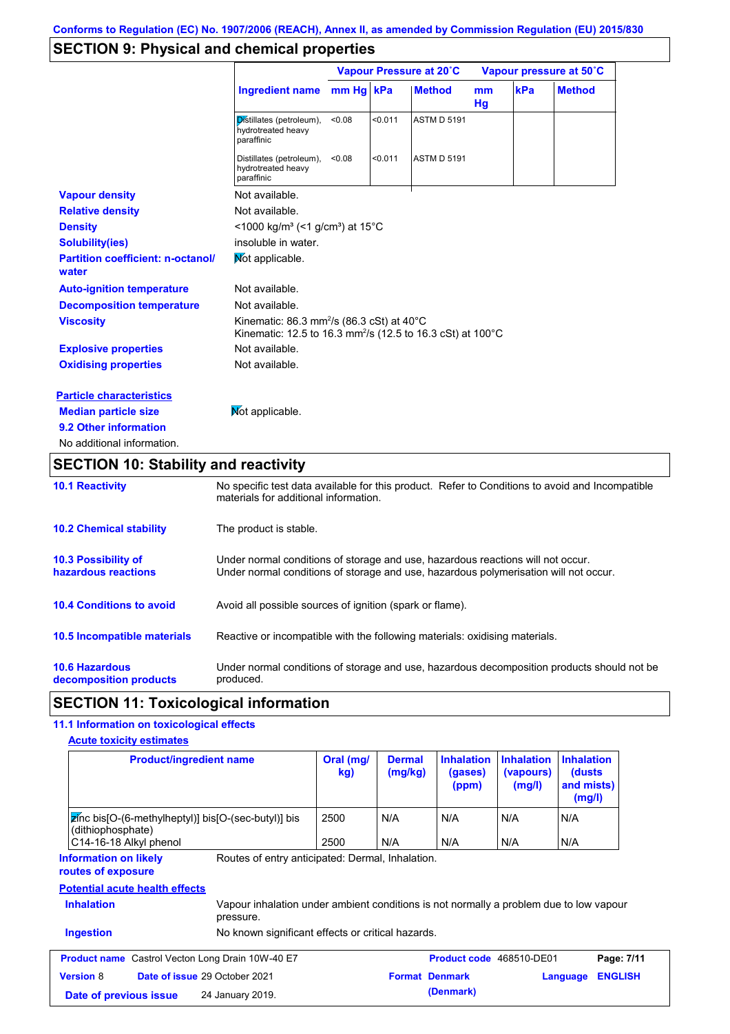Conforms to Regulation (EC) No. 1907/2006 (REACH), Annex II, as amended by Commission Regulation (EU) 2015/830

## SECTION 9: Physical and chemical properties

| Ingredient name | Vapour Pressure at 20˚C mm Hg | kPa | Method | Vapour pressure at 50˚C mm Hg | kPa | Method |
|---|---|---|---|---|---|---|
| Distillates (petroleum), hydrotreated heavy paraffinic | <0.08 | <0.011 | ASTM D 5191 | | | |
| Distillates (petroleum), hydrotreated heavy paraffinic | <0.08 | <0.011 | ASTM D 5191 | | | |

**Vapour density** Not available.

**Relative density** Not available.

**Density** <1000 kg/m³ (<1 g/cm³) at 15°C

**Solubility(ies)** insoluble in water.

**Partition coefficient: n-octanol/water** Not applicable.

**Auto-ignition temperature** Not available.

**Decomposition temperature** Not available.

**Viscosity** Kinematic: 86.3 mm$^2$/s (86.3 cSt) at 40°C
Kinematic: 12.5 to 16.3 mm$^2$/s (12.5 to 16.3 cSt) at 100°C

**Explosive properties** Not available.

**Oxidising properties** Not available.

**Particle characteristics**

**Median particle size** Not applicable.

**9.2 Other information**

No additional information.

## SECTION 10: Stability and reactivity

**10.1 Reactivity** No specific test data available for this product. Refer to Conditions to avoid and Incompatible materials for additional information.

**10.2 Chemical stability** The product is stable.

**10.3 Possibility of hazardous reactions** Under normal conditions of storage and use, hazardous reactions will not occur.
Under normal conditions of storage and use, hazardous polymerisation will not occur.

**10.4 Conditions to avoid** Avoid all possible sources of ignition (spark or flame).

**10.5 Incompatible materials** Reactive or incompatible with the following materials: oxidising materials.

**10.6 Hazardous decomposition products** Under normal conditions of storage and use, hazardous decomposition products should not be produced.

## SECTION 11: Toxicological information

**11.1 Information on toxicological effects**

**Acute toxicity estimates**

| Product/ingredient name | Oral (mg/kg) | Dermal (mg/kg) | Inhalation (gases) (ppm) | Inhalation (vapours) (mg/l) | Inhalation (dusts and mists) (mg/l) |
|---|---|---|---|---|---|
| zinc bis[O-(6-methylheptyl)] bis[O-(sec-butyl)] bis (dithiophosphate) | 2500 | N/A | N/A | N/A | N/A |
| C14-16-18 Alkyl phenol | 2500 | N/A | N/A | N/A | N/A |

**Information on likely routes of exposure** Routes of entry anticipated: Dermal, Inhalation.

**Potential acute health effects**

**Inhalation** Vapour inhalation under ambient conditions is not normally a problem due to low vapour pressure.

**Ingestion** No known significant effects or critical hazards.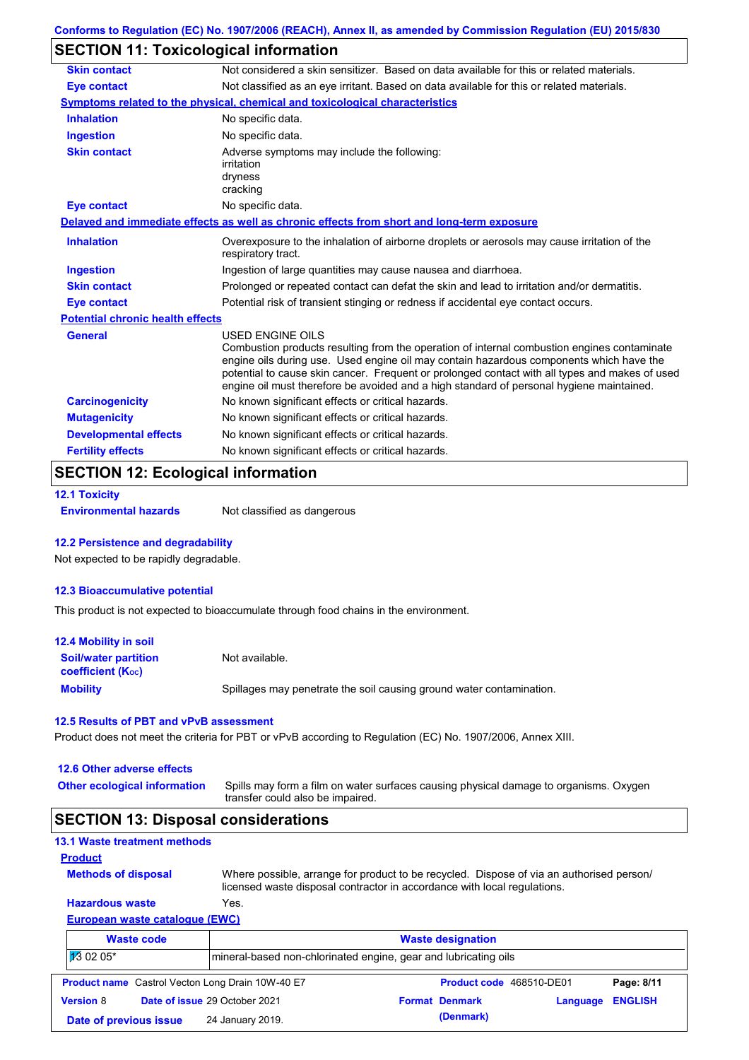## SECTION 11: Toxicological information

| | |
|---|---|
| **Skin contact** | Not considered a skin sensitizer. Based on data available for this or related materials. |
| **Eye contact** | Not classified as an eye irritant. Based on data available for this or related materials. |

**Symptoms related to the physical, chemical and toxicological characteristics**

| | |
|---|---|
| **Inhalation** | No specific data. |
| **Ingestion** | No specific data. |
| **Skin contact** | Adverse symptoms may include the following: irritation dryness cracking |
| **Eye contact** | No specific data. |

**Delayed and immediate effects as well as chronic effects from short and long-term exposure**

| | |
|---|---|
| **Inhalation** | Overexposure to the inhalation of airborne droplets or aerosols may cause irritation of the respiratory tract. |
| **Ingestion** | Ingestion of large quantities may cause nausea and diarrhoea. |
| **Skin contact** | Prolonged or repeated contact can defat the skin and lead to irritation and/or dermatitis. |
| **Eye contact** | Potential risk of transient stinging or redness if accidental eye contact occurs. |

**Potential chronic health effects**

| | |
|---|---|
| **General** | USED ENGINE OILS Combustion products resulting from the operation of internal combustion engines contaminate engine oils during use. Used engine oil may contain hazardous components which have the potential to cause skin cancer. Frequent or prolonged contact with all types and makes of used engine oil must therefore be avoided and a high standard of personal hygiene maintained. |
| **Carcinogenicity** | No known significant effects or critical hazards. |
| **Mutagenicity** | No known significant effects or critical hazards. |
| **Developmental effects** | No known significant effects or critical hazards. |
| **Fertility effects** | No known significant effects or critical hazards. |

## SECTION 12: Ecological information

### 12.1 Toxicity

**Environmental hazards** Not classified as dangerous

### 12.2 Persistence and degradability

Not expected to be rapidly degradable.

### 12.3 Bioaccumulative potential

This product is not expected to bioaccumulate through food chains in the environment.

### 12.4 Mobility in soil

| | |
|---|---|
| **Soil/water partition coefficient ($K_{OC}$)** | Not available. |
| **Mobility** | Spillages may penetrate the soil causing ground water contamination. |

### 12.5 Results of PBT and vPvB assessment

Product does not meet the criteria for PBT or vPvB according to Regulation (EC) No. 1907/2006, Annex XIII.

### 12.6 Other adverse effects

**Other ecological information** Spills may form a film on water surfaces causing physical damage to organisms. Oxygen transfer could also be impaired.

## SECTION 13: Disposal considerations

### 13.1 Waste treatment methods

**Product**

| | |
|---|---|
| **Methods of disposal** | Where possible, arrange for product to be recycled. Dispose of via an authorised person/ licensed waste disposal contractor in accordance with local regulations. |
| **Hazardous waste** | Yes. |

**European waste catalogue (EWC)**

| Waste code | Waste designation |
|---|---|
| 13 02 05* | mineral-based non-chlorinated engine, gear and lubricating oils |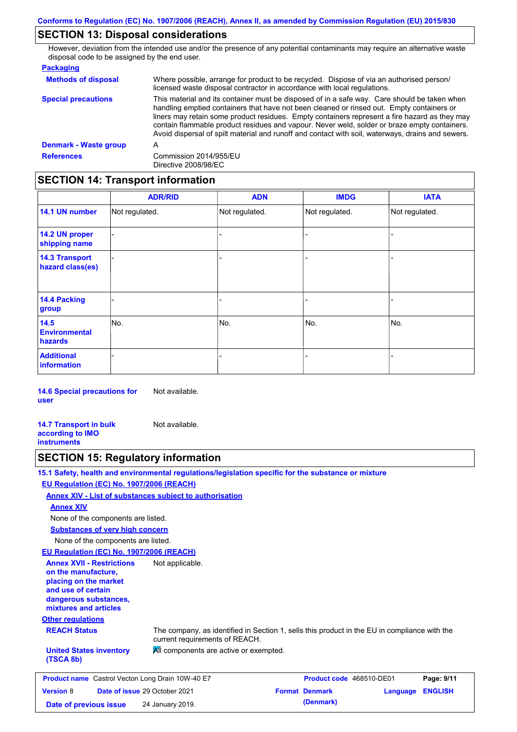## SECTION 13: Disposal considerations

However, deviation from the intended use and/or the presence of any potential contaminants may require an alternative waste disposal code to be assigned by the end user.

**Packaging**

**Methods of disposal** Where possible, arrange for product to be recycled. Dispose of via an authorised person/ licensed waste disposal contractor in accordance with local regulations.

**Special precautions** This material and its container must be disposed of in a safe way. Care should be taken when handling emptied containers that have not been cleaned or rinsed out. Empty containers or liners may retain some product residues. Empty containers represent a fire hazard as they may contain flammable product residues and vapour. Never weld, solder or braze empty containers. Avoid dispersal of spilt material and runoff and contact with soil, waterways, drains and sewers.

**Denmark - Waste group** A

**References** Commission 2014/955/EU
Directive 2008/98/EC

## SECTION 14: Transport information

| | ADR/RID | ADN | IMDG | IATA |
|---|---|---|---|---|
| 14.1 UN number | Not regulated. | Not regulated. | Not regulated. | Not regulated. |
| 14.2 UN proper shipping name | - | - | - | - |
| 14.3 Transport hazard class(es) | - | - | - | - |
| 14.4 Packing group | - | - | - | - |
| 14.5 Environmental hazards | No. | No. | No. | No. |
| Additional information | - | - | - | - |

**14.6 Special precautions for user** Not available.

**14.7 Transport in bulk according to IMO instruments** Not available.

## SECTION 15: Regulatory information

**15.1 Safety, health and environmental regulations/legislation specific for the substance or mixture**

**EU Regulation (EC) No. 1907/2006 (REACH)**

**Annex XIV - List of substances subject to authorisation**

**Annex XIV**

None of the components are listed.

**Substances of very high concern**

None of the components are listed.

**EU Regulation (EC) No. 1907/2006 (REACH)**

**Annex XVII - Restrictions on the manufacture, placing on the market and use of certain dangerous substances, mixtures and articles** Not applicable.

**Other regulations**

**REACH Status** The company, as identified in Section 1, sells this product in the EU in compliance with the current requirements of REACH.

**United States inventory (TSCA 8b)** All components are active or exempted.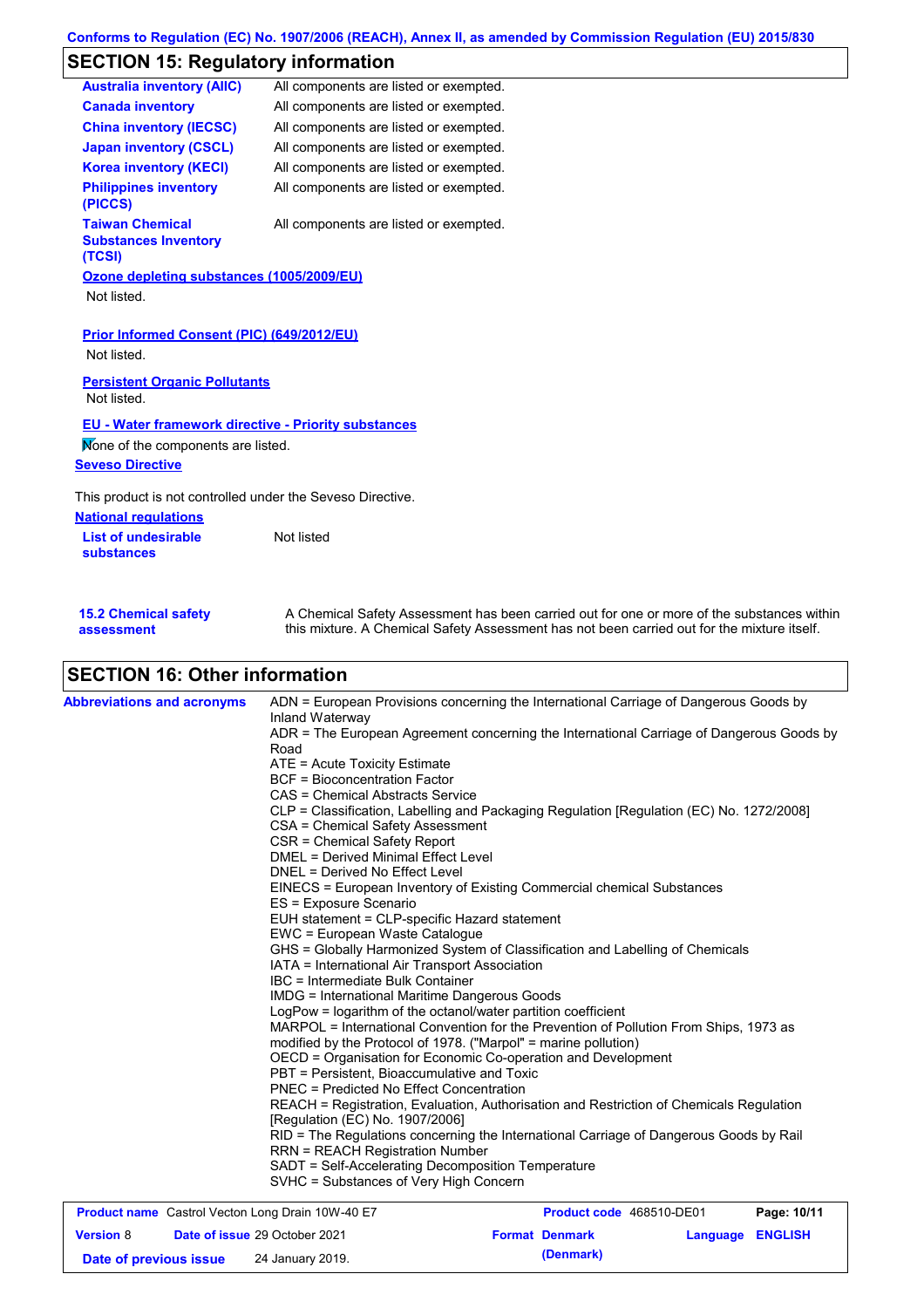## SECTION 15: Regulatory information

| | |
|---|---|
| **Australia inventory (AIIC)** | All components are listed or exempted. |
| **Canada inventory** | All components are listed or exempted. |
| **China inventory (IECSC)** | All components are listed or exempted. |
| **Japan inventory (CSCL)** | All components are listed or exempted. |
| **Korea inventory (KECI)** | All components are listed or exempted. |
| **Philippines inventory (PICCS)** | All components are listed or exempted. |
| **Taiwan Chemical Substances Inventory (TCSI)** | All components are listed or exempted. |

**Ozone depleting substances (1005/2009/EU)**

Not listed.

**Prior Informed Consent (PIC) (649/2012/EU)**

Not listed.

**Persistent Organic Pollutants**

Not listed.

**EU - Water framework directive - Priority substances**

None of the components are listed.

**Seveso Directive**

This product is not controlled under the Seveso Directive.

**National regulations**

**List of undesirable substances** Not listed

**15.2 Chemical safety assessment** A Chemical Safety Assessment has been carried out for one or more of the substances within this mixture. A Chemical Safety Assessment has not been carried out for the mixture itself.

## SECTION 16: Other information

**Abbreviations and acronyms**

ADN = European Provisions concerning the International Carriage of Dangerous Goods by Inland Waterway
ADR = The European Agreement concerning the International Carriage of Dangerous Goods by Road
ATE = Acute Toxicity Estimate
BCF = Bioconcentration Factor
CAS = Chemical Abstracts Service
CLP = Classification, Labelling and Packaging Regulation [Regulation (EC) No. 1272/2008]
CSA = Chemical Safety Assessment
CSR = Chemical Safety Report
DMEL = Derived Minimal Effect Level
DNEL = Derived No Effect Level
EINECS = European Inventory of Existing Commercial chemical Substances
ES = Exposure Scenario
EUH statement = CLP-specific Hazard statement
EWC = European Waste Catalogue
GHS = Globally Harmonized System of Classification and Labelling of Chemicals
IATA = International Air Transport Association
IBC = Intermediate Bulk Container
IMDG = International Maritime Dangerous Goods
LogPow = logarithm of the octanol/water partition coefficient
MARPOL = International Convention for the Prevention of Pollution From Ships, 1973 as modified by the Protocol of 1978. ("Marpol" = marine pollution)
OECD = Organisation for Economic Co-operation and Development
PBT = Persistent, Bioaccumulative and Toxic
PNEC = Predicted No Effect Concentration
REACH = Registration, Evaluation, Authorisation and Restriction of Chemicals Regulation [Regulation (EC) No. 1907/2006]
RID = The Regulations concerning the International Carriage of Dangerous Goods by Rail
RRN = REACH Registration Number
SADT = Self-Accelerating Decomposition Temperature
SVHC = Substances of Very High Concern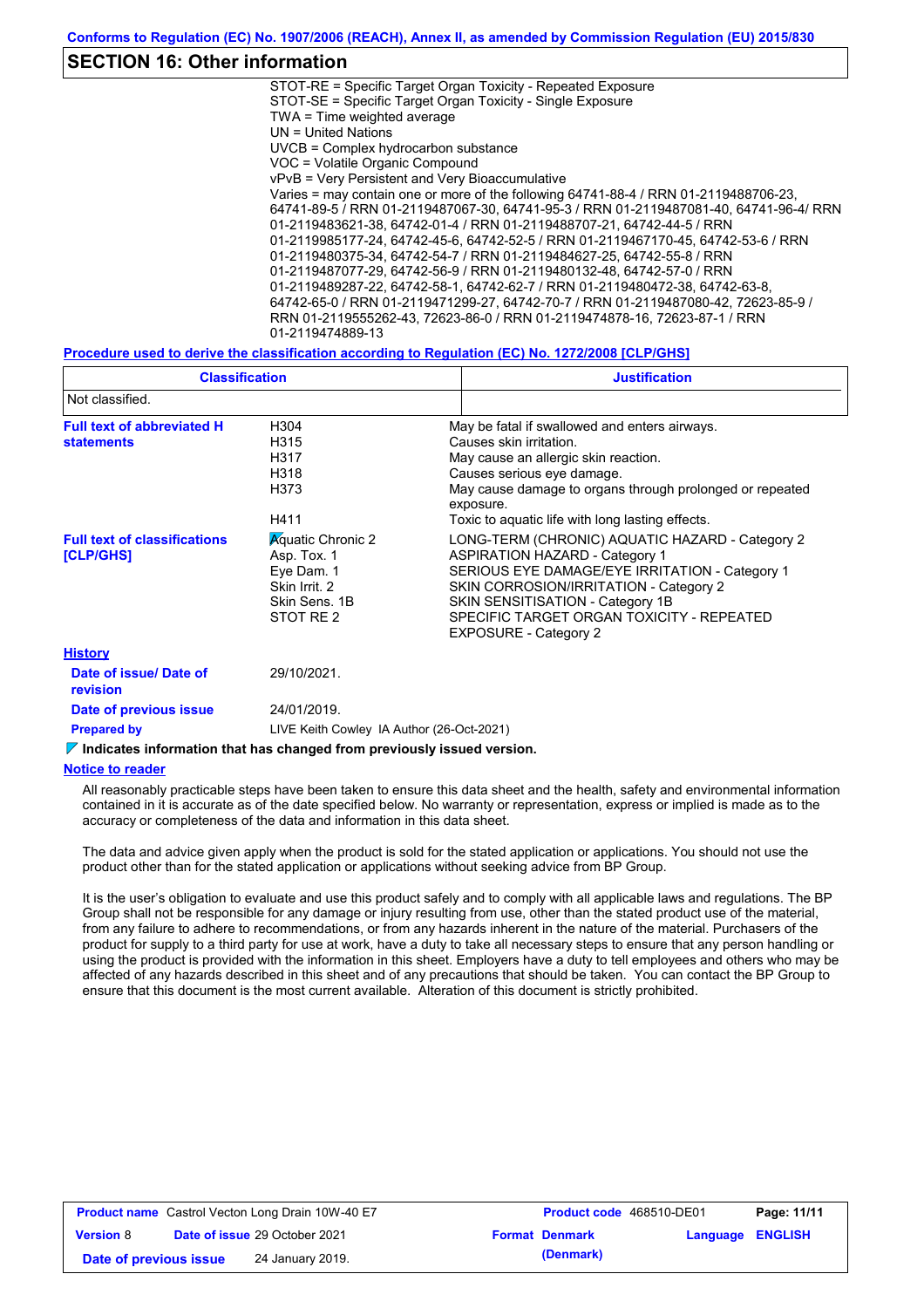## SECTION 16: Other information

STOT-RE = Specific Target Organ Toxicity - Repeated Exposure
STOT-SE = Specific Target Organ Toxicity - Single Exposure
TWA = Time weighted average
UN = United Nations
UVCB = Complex hydrocarbon substance
VOC = Volatile Organic Compound
vPvB = Very Persistent and Very Bioaccumulative
Varies = may contain one or more of the following 64741-88-4 / RRN 01-2119488706-23, 64741-89-5 / RRN 01-2119487067-30, 64741-95-3 / RRN 01-2119487081-40, 64741-96-4/ RRN 01-2119483621-38, 64742-01-4 / RRN 01-2119488707-21, 64742-44-5 / RRN 01-2119985177-24, 64742-45-6, 64742-52-5 / RRN 01-2119467170-45, 64742-53-6 / RRN 01-2119480375-34, 64742-54-7 / RRN 01-2119484627-25, 64742-55-8 / RRN 01-2119487077-29, 64742-56-9 / RRN 01-2119480132-48, 64742-57-0 / RRN 01-2119489287-22, 64742-58-1, 64742-62-7 / RRN 01-2119480472-38, 64742-63-8, 64742-65-0 / RRN 01-2119471299-27, 64742-70-7 / RRN 01-2119487080-42, 72623-85-9 / RRN 01-2119555262-43, 72623-86-0 / RRN 01-2119474878-16, 72623-87-1 / RRN 01-2119474889-13

**Procedure used to derive the classification according to Regulation (EC) No. 1272/2008 [CLP/GHS]**

| Classification | Justification |
|---|---|
| Not classified. | |

**Full text of abbreviated H statements**

| | |
|---|---|
| H304 | May be fatal if swallowed and enters airways. |
| H315 | Causes skin irritation. |
| H317 | May cause an allergic skin reaction. |
| H318 | Causes serious eye damage. |
| H373 | May cause damage to organs through prolonged or repeated exposure. |
| H411 | Toxic to aquatic life with long lasting effects. |

**Full text of classifications [CLP/GHS]**

| | |
|---|---|
| Aquatic Chronic 2 | LONG-TERM (CHRONIC) AQUATIC HAZARD - Category 2 |
| Asp. Tox. 1 | ASPIRATION HAZARD - Category 1 |
| Eye Dam. 1 | SERIOUS EYE DAMAGE/EYE IRRITATION - Category 1 |
| Skin Irrit. 2 | SKIN CORROSION/IRRITATION - Category 2 |
| Skin Sens. 1B | SKIN SENSITISATION - Category 1B |
| STOT RE 2 | SPECIFIC TARGET ORGAN TOXICITY - REPEATED EXPOSURE - Category 2 |

**History**

**Date of issue/ Date of revision** 29/10/2021.

**Date of previous issue** 24/01/2019.

**Prepared by** LIVE Keith Cowley IA Author (26-Oct-2021)

**Indicates information that has changed from previously issued version.**

**Notice to reader**

All reasonably practicable steps have been taken to ensure this data sheet and the health, safety and environmental information contained in it is accurate as of the date specified below. No warranty or representation, express or implied is made as to the accuracy or completeness of the data and information in this data sheet.

The data and advice given apply when the product is sold for the stated application or applications. You should not use the product other than for the stated application or applications without seeking advice from BP Group.

It is the user's obligation to evaluate and use this product safely and to comply with all applicable laws and regulations. The BP Group shall not be responsible for any damage or injury resulting from use, other than the stated product use of the material, from any failure to adhere to recommendations, or from any hazards inherent in the nature of the material. Purchasers of the product for supply to a third party for use at work, have a duty to take all necessary steps to ensure that any person handling or using the product is provided with the information in this sheet. Employers have a duty to tell employees and others who may be affected of any hazards described in this sheet and of any precautions that should be taken. You can contact the BP Group to ensure that this document is the most current available. Alteration of this document is strictly prohibited.